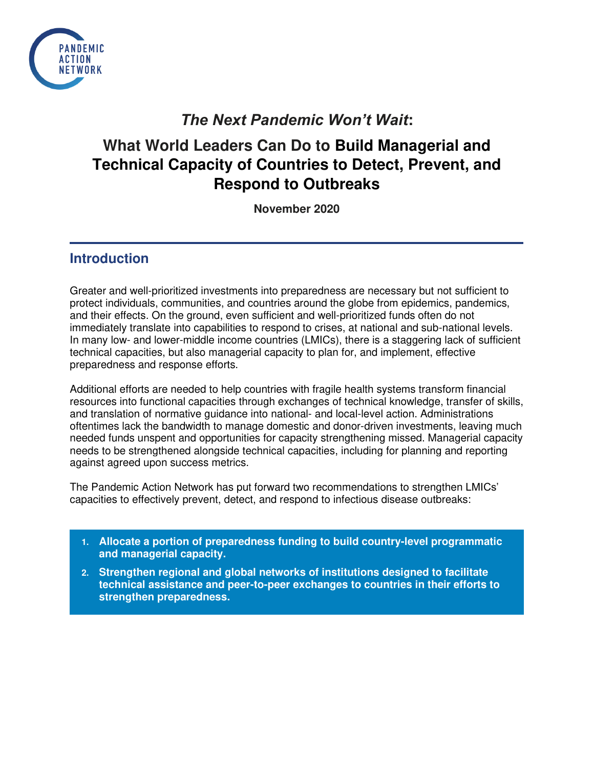PANDEMIC ACTION NETWORK

# *The Next Pandemic Won't Wait*:

## What World Leaders Can Do to **Build Managerial and Technical Capacity of Countries to Detect, Prevent, and Respond to Outbreaks**

**November 2020**

## Introduction

Greater and well-prioritized investments into preparedness are necessary but not sufficient to protect individuals, communities, and countries around the globe from epidemics, pandemics, and their effects. On the ground, even sufficient and well-prioritized funds often do not immediately translate into capabilities to respond to crises, at national and sub-national levels. In many low- and lower-middle income countries (LMICs), there is a staggering lack of sufficient technical capacities, but also managerial capacity to plan for, and implement, effective preparedness and response efforts.

Additional efforts are needed to help countries with fragile health systems transform financial resources into functional capacities through exchanges of technical knowledge, transfer of skills, and translation of normative guidance into national- and local-level action. Administrations oftentimes lack the bandwidth to manage domestic and donor-driven investments, leaving much needed funds unspent and opportunities for capacity strengthening missed. Managerial capacity needs to be strengthened alongside technical capacities, including for planning and reporting against agreed upon success metrics.

The Pandemic Action Network has put forward two recommendations to strengthen LMICs' capacities to effectively prevent, detect, and respond to infectious disease outbreaks:

1. **Allocate a portion of preparedness funding to build country-level programmatic and managerial capacity.**
2. **Strengthen regional and global networks of institutions designed to facilitate technical assistance and peer-to-peer exchanges to countries in their efforts to strengthen preparedness.**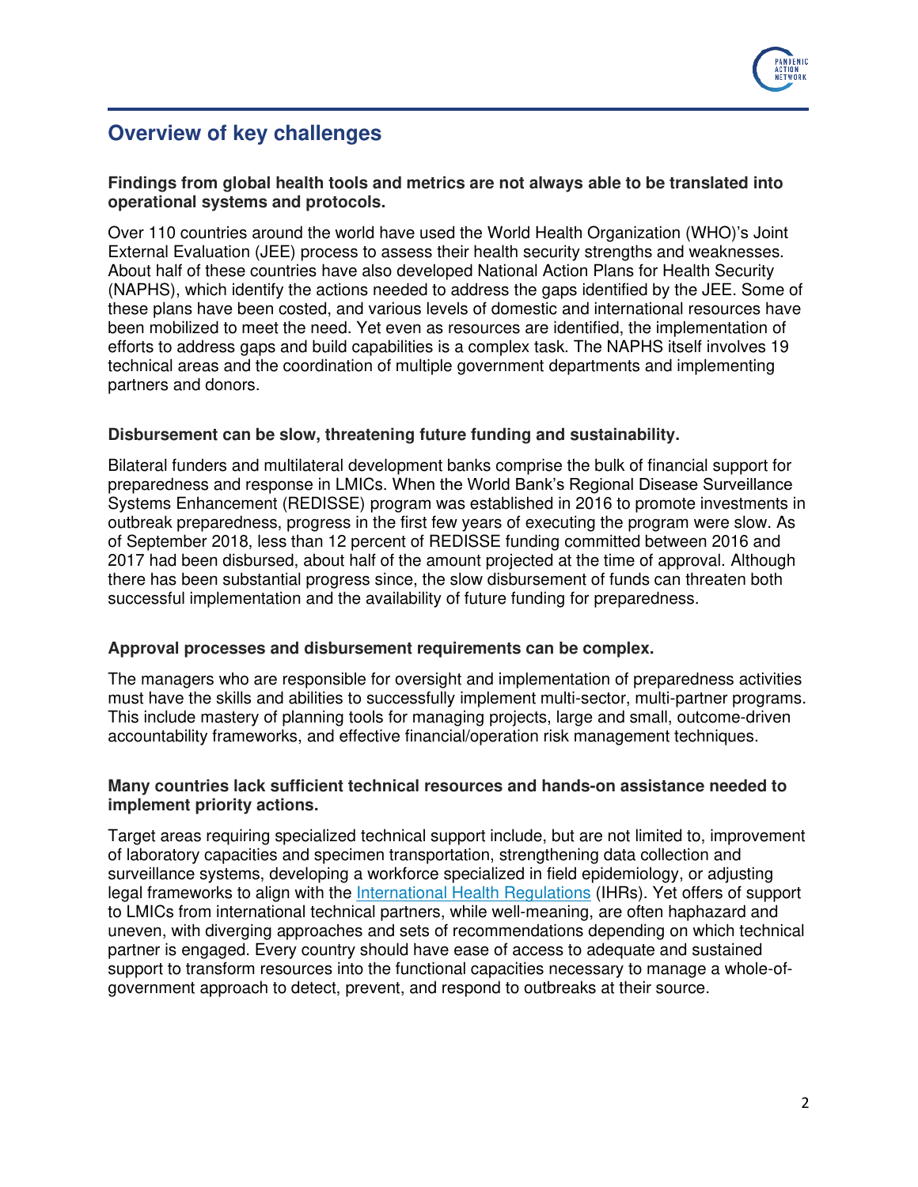## Overview of key challenges

**Findings from global health tools and metrics are not always able to be translated into operational systems and protocols.**

Over 110 countries around the world have used the World Health Organization (WHO)'s Joint External Evaluation (JEE) process to assess their health security strengths and weaknesses. About half of these countries have also developed National Action Plans for Health Security (NAPHS), which identify the actions needed to address the gaps identified by the JEE. Some of these plans have been costed, and various levels of domestic and international resources have been mobilized to meet the need. Yet even as resources are identified, the implementation of efforts to address gaps and build capabilities is a complex task. The NAPHS itself involves 19 technical areas and the coordination of multiple government departments and implementing partners and donors.

**Disbursement can be slow, threatening future funding and sustainability.**

Bilateral funders and multilateral development banks comprise the bulk of financial support for preparedness and response in LMICs. When the World Bank's Regional Disease Surveillance Systems Enhancement (REDISSE) program was established in 2016 to promote investments in outbreak preparedness, progress in the first few years of executing the program were slow. As of September 2018, less than 12 percent of REDISSE funding committed between 2016 and 2017 had been disbursed, about half of the amount projected at the time of approval. Although there has been substantial progress since, the slow disbursement of funds can threaten both successful implementation and the availability of future funding for preparedness.

**Approval processes and disbursement requirements can be complex.**

The managers who are responsible for oversight and implementation of preparedness activities must have the skills and abilities to successfully implement multi-sector, multi-partner programs. This include mastery of planning tools for managing projects, large and small, outcome-driven accountability frameworks, and effective financial/operation risk management techniques.

**Many countries lack sufficient technical resources and hands-on assistance needed to implement priority actions.**

Target areas requiring specialized technical support include, but are not limited to, improvement of laboratory capacities and specimen transportation, strengthening data collection and surveillance systems, developing a workforce specialized in field epidemiology, or adjusting legal frameworks to align with the International Health Regulations (IHRs). Yet offers of support to LMICs from international technical partners, while well-meaning, are often haphazard and uneven, with diverging approaches and sets of recommendations depending on which technical partner is engaged. Every country should have ease of access to adequate and sustained support to transform resources into the functional capacities necessary to manage a whole-of-government approach to detect, prevent, and respond to outbreaks at their source.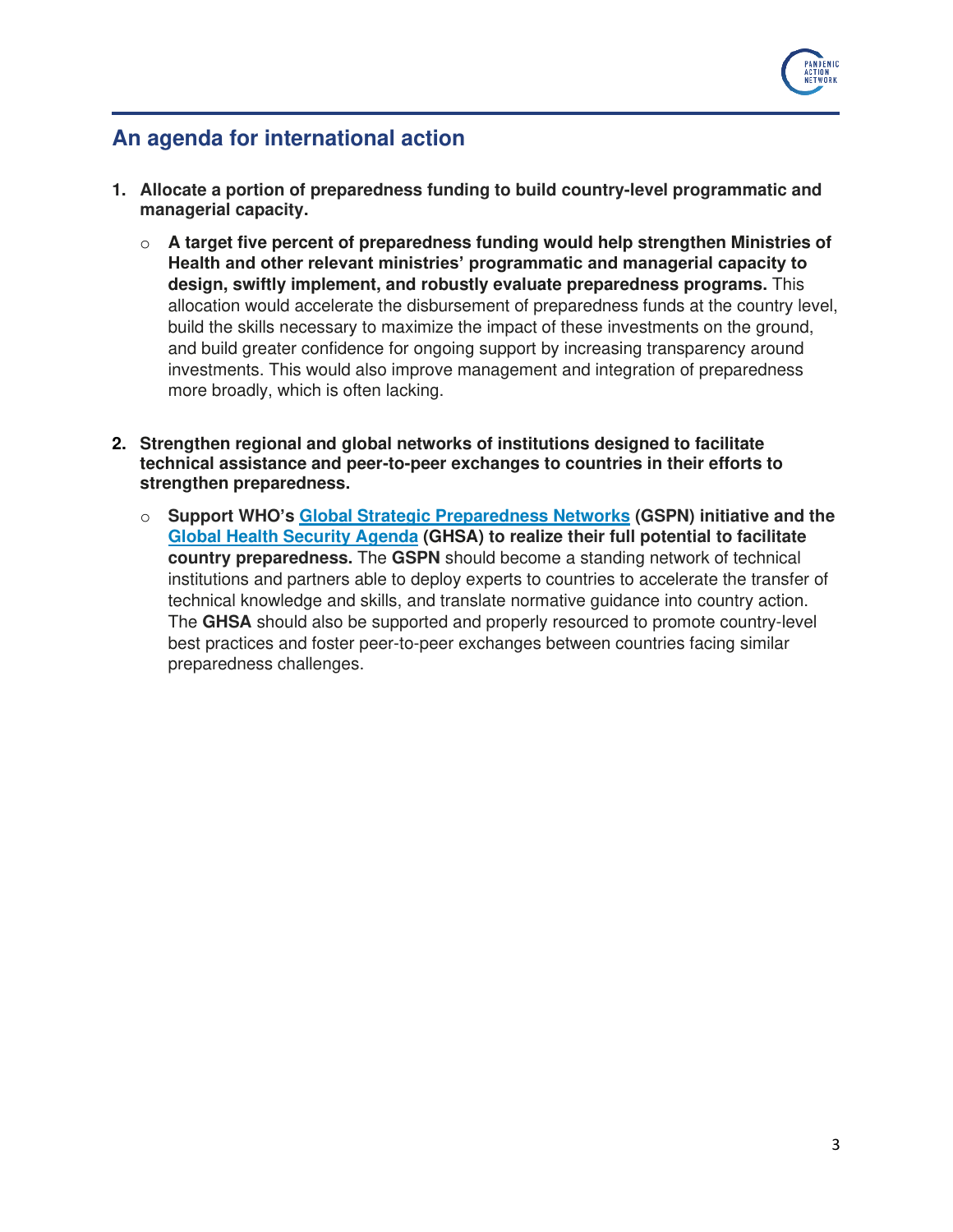## An agenda for international action

1. **Allocate a portion of preparedness funding to build country-level programmatic and managerial capacity.**

   - **A target five percent of preparedness funding would help strengthen Ministries of Health and other relevant ministries' programmatic and managerial capacity to design, swiftly implement, and robustly evaluate preparedness programs.** This allocation would accelerate the disbursement of preparedness funds at the country level, build the skills necessary to maximize the impact of these investments on the ground, and build greater confidence for ongoing support by increasing transparency around investments. This would also improve management and integration of preparedness more broadly, which is often lacking.

2. **Strengthen regional and global networks of institutions designed to facilitate technical assistance and peer-to-peer exchanges to countries in their efforts to strengthen preparedness.**

   - **Support WHO's Global Strategic Preparedness Networks (GSPN) initiative and the Global Health Security Agenda (GHSA) to realize their full potential to facilitate country preparedness.** The **GSPN** should become a standing network of technical institutions and partners able to deploy experts to countries to accelerate the transfer of technical knowledge and skills, and translate normative guidance into country action. The **GHSA** should also be supported and properly resourced to promote country-level best practices and foster peer-to-peer exchanges between countries facing similar preparedness challenges.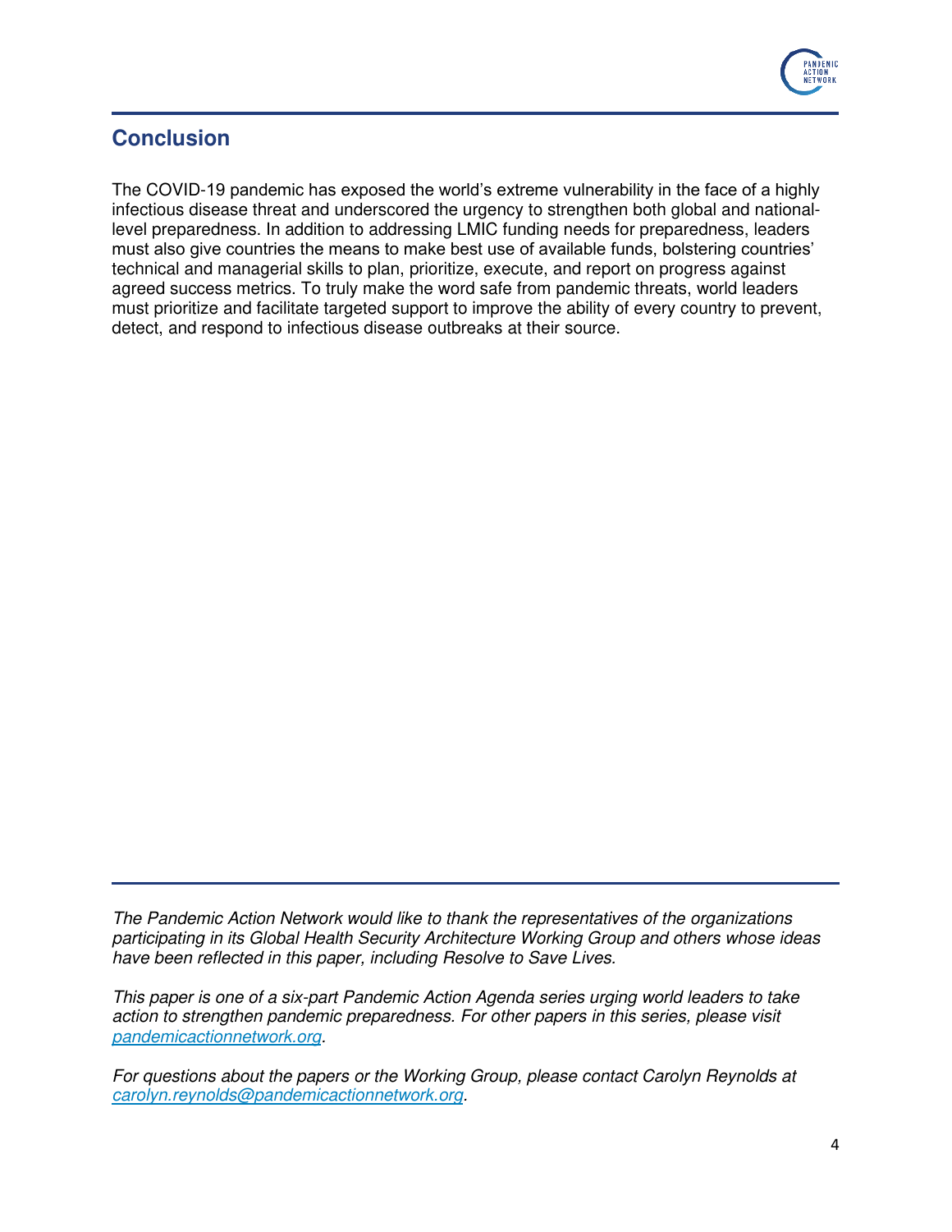## Conclusion

The COVID-19 pandemic has exposed the world's extreme vulnerability in the face of a highly infectious disease threat and underscored the urgency to strengthen both global and national-level preparedness. In addition to addressing LMIC funding needs for preparedness, leaders must also give countries the means to make best use of available funds, bolstering countries' technical and managerial skills to plan, prioritize, execute, and report on progress against agreed success metrics. To truly make the word safe from pandemic threats, world leaders must prioritize and facilitate targeted support to improve the ability of every country to prevent, detect, and respond to infectious disease outbreaks at their source.

---

*The Pandemic Action Network would like to thank the representatives of the organizations participating in its Global Health Security Architecture Working Group and others whose ideas have been reflected in this paper, including Resolve to Save Lives.*

*This paper is one of a six-part Pandemic Action Agenda series urging world leaders to take action to strengthen pandemic preparedness. For other papers in this series, please visit [pandemicactionnetwork.org](pandemicactionnetwork.org).*

*For questions about the papers or the Working Group, please contact Carolyn Reynolds at [carolyn.reynolds@pandemicactionnetwork.org](mailto:carolyn.reynolds@pandemicactionnetwork.org).*